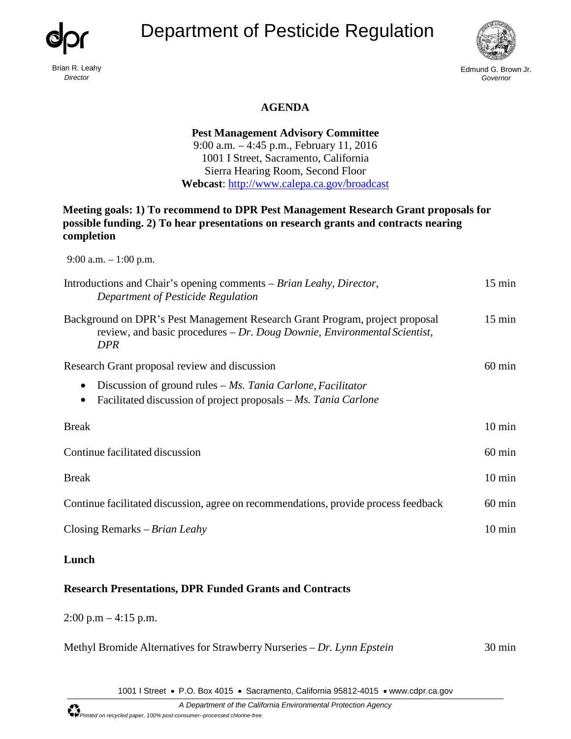Department of Pesticide Regulation

Brian R. Leahy
*Director*

Edmund G. Brown Jr.
*Governor*

# AGENDA

**Pest Management Advisory Committee**
9:00 a.m. – 4:45 p.m., February 11, 2016
1001 I Street, Sacramento, California
Sierra Hearing Room, Second Floor
**Webcast**: http://www.calepa.ca.gov/broadcast

**Meeting goals: 1) To recommend to DPR Pest Management Research Grant proposals for possible funding. 2) To hear presentations on research grants and contracts nearing completion**

9:00 a.m. – 1:00 p.m.

| | |
|---|---|
| Introductions and Chair's opening comments – *Brian Leahy, Director, Department of Pesticide Regulation* | 15 min |
| Background on DPR's Pest Management Research Grant Program, project proposal review, and basic procedures – *Dr. Doug Downie, Environmental Scientist, DPR* | 15 min |
| Research Grant proposal review and discussion<br>• Discussion of ground rules – *Ms. Tania Carlone, Facilitator*<br>• Facilitated discussion of project proposals – *Ms. Tania Carlone* | 60 min |
| Break | 10 min |
| Continue facilitated discussion | 60 min |
| Break | 10 min |
| Continue facilitated discussion, agree on recommendations, provide process feedback | 60 min |
| Closing Remarks – *Brian Leahy* | 10 min |

**Lunch**

**Research Presentations, DPR Funded Grants and Contracts**

2:00 p.m – 4:15 p.m.

| | |
|---|---|
| Methyl Bromide Alternatives for Strawberry Nurseries – *Dr. Lynn Epstein* | 30 min |

1001 I Street • P.O. Box 4015 • Sacramento, California 95812-4015 • www.cdpr.ca.gov

*A Department of the California Environmental Protection Agency*

*Printed on recycled paper, 100% post-consumer--processed chlorine-free.*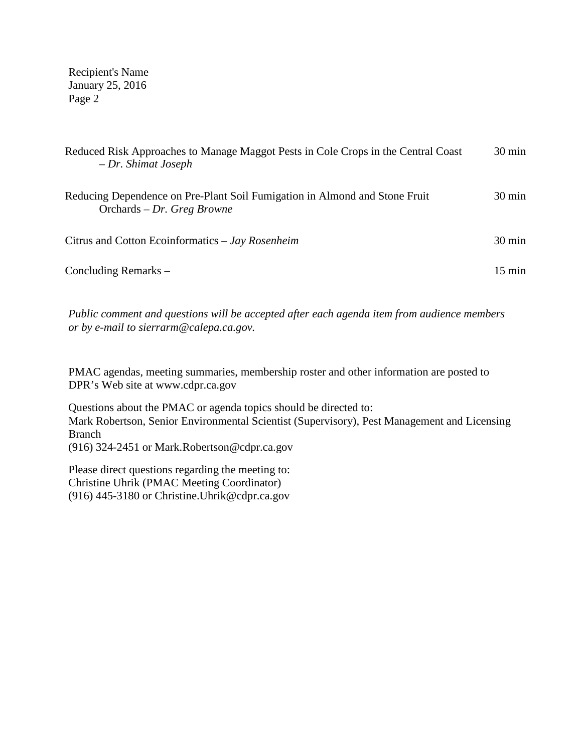Recipient's Name
January 25, 2016
Page 2

| | |
|---|---|
| Reduced Risk Approaches to Manage Maggot Pests in Cole Crops in the Central Coast – *Dr. Shimat Joseph* | 30 min |
| Reducing Dependence on Pre-Plant Soil Fumigation in Almond and Stone Fruit Orchards – *Dr. Greg Browne* | 30 min |
| Citrus and Cotton Ecoinformatics – *Jay Rosenheim* | 30 min |
| Concluding Remarks – | 15 min |

*Public comment and questions will be accepted after each agenda item from audience members or by e-mail to sierrarm@calepa.ca.gov.*

PMAC agendas, meeting summaries, membership roster and other information are posted to DPR's Web site at www.cdpr.ca.gov

Questions about the PMAC or agenda topics should be directed to:
Mark Robertson, Senior Environmental Scientist (Supervisory), Pest Management and Licensing Branch
(916) 324-2451 or Mark.Robertson@cdpr.ca.gov

Please direct questions regarding the meeting to:
Christine Uhrik (PMAC Meeting Coordinator)
(916) 445-3180 or Christine.Uhrik@cdpr.ca.gov